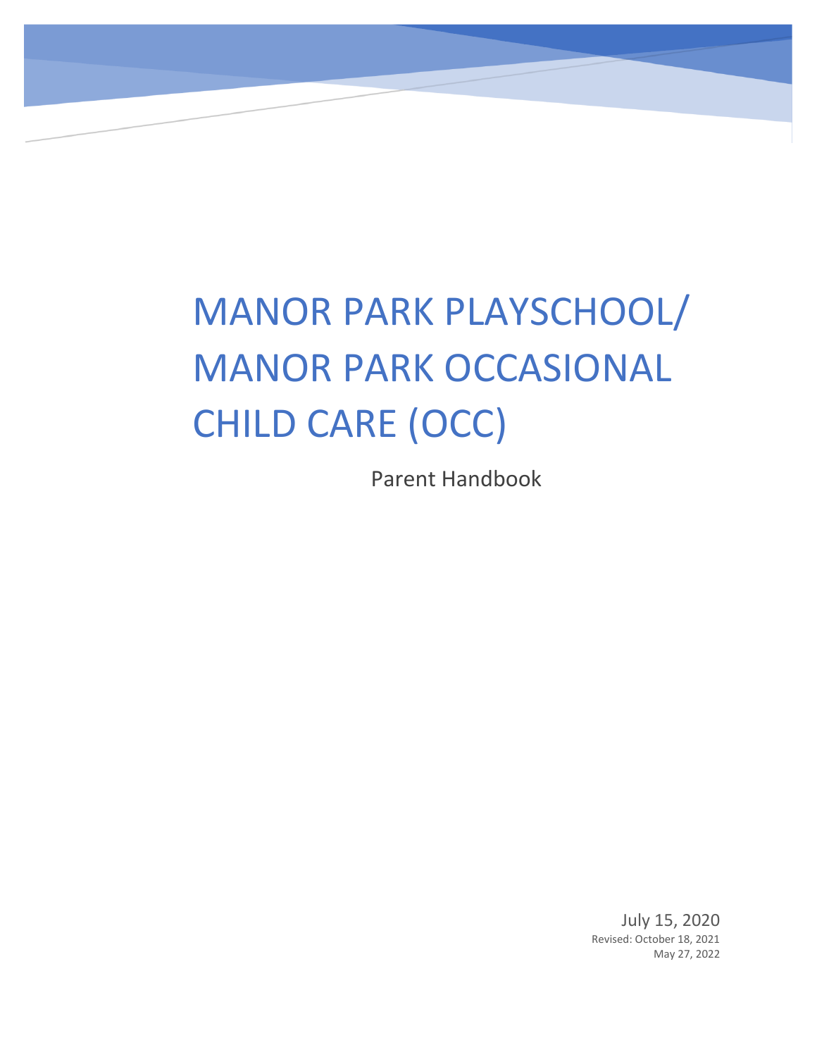# MANOR PARK PLAYSCHOOL/ MANOR PARK OCCASIONAL CHILD CARE (OCC)

Parent Handbook

July 15, 2020

Revised: October 18, 2021

May 27, 2022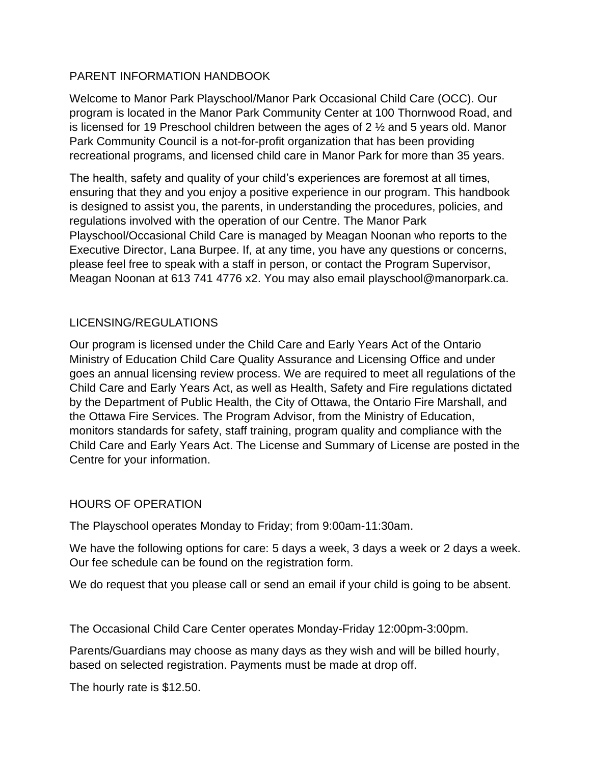# PARENT INFORMATION HANDBOOK

Welcome to Manor Park Playschool/Manor Park Occasional Child Care (OCC). Our program is located in the Manor Park Community Center at 100 Thornwood Road, and is licensed for 19 Preschool children between the ages of 2 ½ and 5 years old. Manor Park Community Council is a not-for-profit organization that has been providing recreational programs, and licensed child care in Manor Park for more than 35 years.

The health, safety and quality of your child's experiences are foremost at all times, ensuring that they and you enjoy a positive experience in our program. This handbook is designed to assist you, the parents, in understanding the procedures, policies, and regulations involved with the operation of our Centre. The Manor Park Playschool/Occasional Child Care is managed by Meagan Noonan who reports to the Executive Director, Lana Burpee. If, at any time, you have any questions or concerns, please feel free to speak with a staff in person, or contact the Program Supervisor, Meagan Noonan at 613 741 4776 x2. You may also email playschool@manorpark.ca.

## LICENSING/REGULATIONS

Our program is licensed under the Child Care and Early Years Act of the Ontario Ministry of Education Child Care Quality Assurance and Licensing Office and under goes an annual licensing review process. We are required to meet all regulations of the Child Care and Early Years Act, as well as Health, Safety and Fire regulations dictated by the Department of Public Health, the City of Ottawa, the Ontario Fire Marshall, and the Ottawa Fire Services. The Program Advisor, from the Ministry of Education, monitors standards for safety, staff training, program quality and compliance with the Child Care and Early Years Act. The License and Summary of License are posted in the Centre for your information.

## HOURS OF OPERATION

The Playschool operates Monday to Friday; from 9:00am-11:30am.

We have the following options for care: 5 days a week, 3 days a week or 2 days a week. Our fee schedule can be found on the registration form.

We do request that you please call or send an email if your child is going to be absent.

The Occasional Child Care Center operates Monday-Friday 12:00pm-3:00pm.

Parents/Guardians may choose as many days as they wish and will be billed hourly, based on selected registration. Payments must be made at drop off.

The hourly rate is $12.50.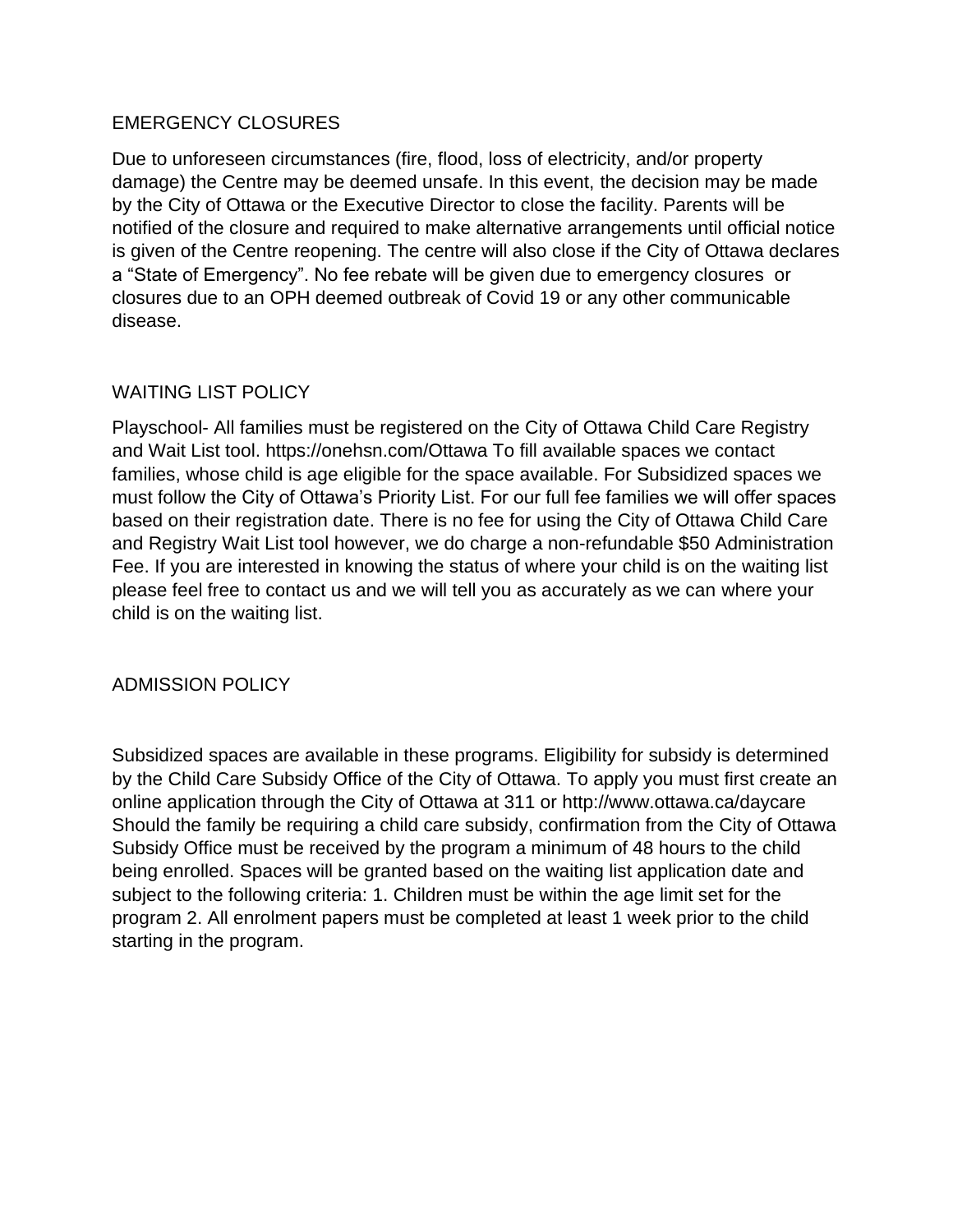## EMERGENCY CLOSURES

Due to unforeseen circumstances (fire, flood, loss of electricity, and/or property damage) the Centre may be deemed unsafe. In this event, the decision may be made by the City of Ottawa or the Executive Director to close the facility. Parents will be notified of the closure and required to make alternative arrangements until official notice is given of the Centre reopening. The centre will also close if the City of Ottawa declares a “State of Emergency”. No fee rebate will be given due to emergency closures or closures due to an OPH deemed outbreak of Covid 19 or any other communicable disease.

## WAITING LIST POLICY

Playschool- All families must be registered on the City of Ottawa Child Care Registry and Wait List tool. https://onehsn.com/Ottawa To fill available spaces we contact families, whose child is age eligible for the space available. For Subsidized spaces we must follow the City of Ottawa’s Priority List. For our full fee families we will offer spaces based on their registration date. There is no fee for using the City of Ottawa Child Care and Registry Wait List tool however, we do charge a non-refundable $50 Administration Fee. If you are interested in knowing the status of where your child is on the waiting list please feel free to contact us and we will tell you as accurately as we can where your child is on the waiting list.

## ADMISSION POLICY

Subsidized spaces are available in these programs. Eligibility for subsidy is determined by the Child Care Subsidy Office of the City of Ottawa. To apply you must first create an online application through the City of Ottawa at 311 or http://www.ottawa.ca/daycare Should the family be requiring a child care subsidy, confirmation from the City of Ottawa Subsidy Office must be received by the program a minimum of 48 hours to the child being enrolled. Spaces will be granted based on the waiting list application date and subject to the following criteria: 1. Children must be within the age limit set for the program 2. All enrolment papers must be completed at least 1 week prior to the child starting in the program.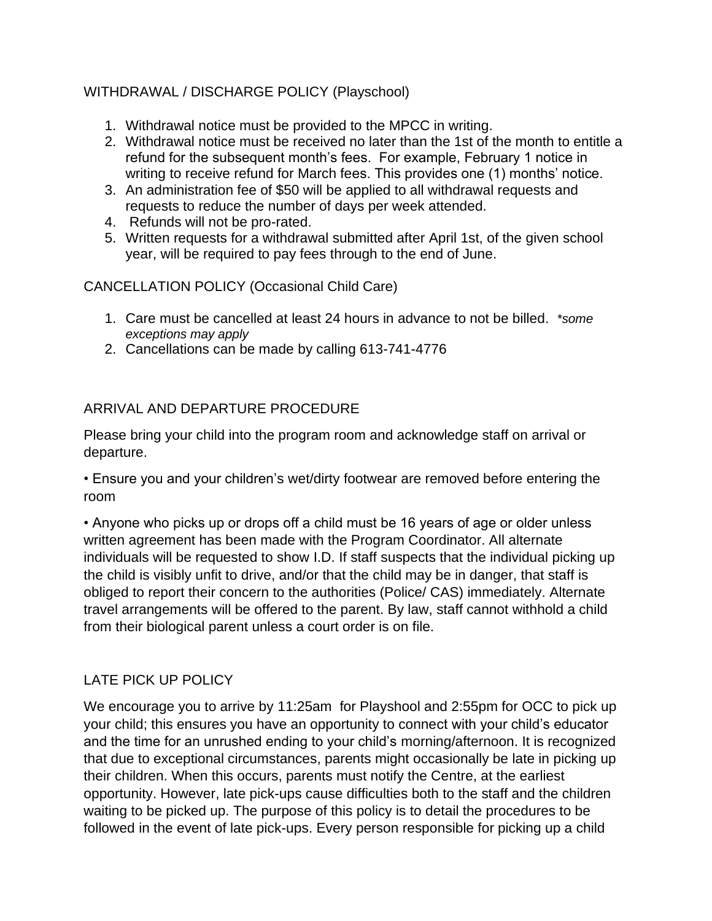## WITHDRAWAL / DISCHARGE POLICY (Playschool)

1. Withdrawal notice must be provided to the MPCC in writing.
2. Withdrawal notice must be received no later than the 1st of the month to entitle a refund for the subsequent month's fees. For example, February 1 notice in writing to receive refund for March fees. This provides one (1) months' notice.
3. An administration fee of $50 will be applied to all withdrawal requests and requests to reduce the number of days per week attended.
4. Refunds will not be pro-rated.
5. Written requests for a withdrawal submitted after April 1st, of the given school year, will be required to pay fees through to the end of June.

## CANCELLATION POLICY (Occasional Child Care)

1. Care must be cancelled at least 24 hours in advance to not be billed. *\*some exceptions may apply*
2. Cancellations can be made by calling 613-741-4776

## ARRIVAL AND DEPARTURE PROCEDURE

Please bring your child into the program room and acknowledge staff on arrival or departure.

• Ensure you and your children's wet/dirty footwear are removed before entering the room

• Anyone who picks up or drops off a child must be 16 years of age or older unless written agreement has been made with the Program Coordinator. All alternate individuals will be requested to show I.D. If staff suspects that the individual picking up the child is visibly unfit to drive, and/or that the child may be in danger, that staff is obliged to report their concern to the authorities (Police/ CAS) immediately. Alternate travel arrangements will be offered to the parent. By law, staff cannot withhold a child from their biological parent unless a court order is on file.

## LATE PICK UP POLICY

We encourage you to arrive by 11:25am for Playshool and 2:55pm for OCC to pick up your child; this ensures you have an opportunity to connect with your child's educator and the time for an unrushed ending to your child's morning/afternoon. It is recognized that due to exceptional circumstances, parents might occasionally be late in picking up their children. When this occurs, parents must notify the Centre, at the earliest opportunity. However, late pick-ups cause difficulties both to the staff and the children waiting to be picked up. The purpose of this policy is to detail the procedures to be followed in the event of late pick-ups. Every person responsible for picking up a child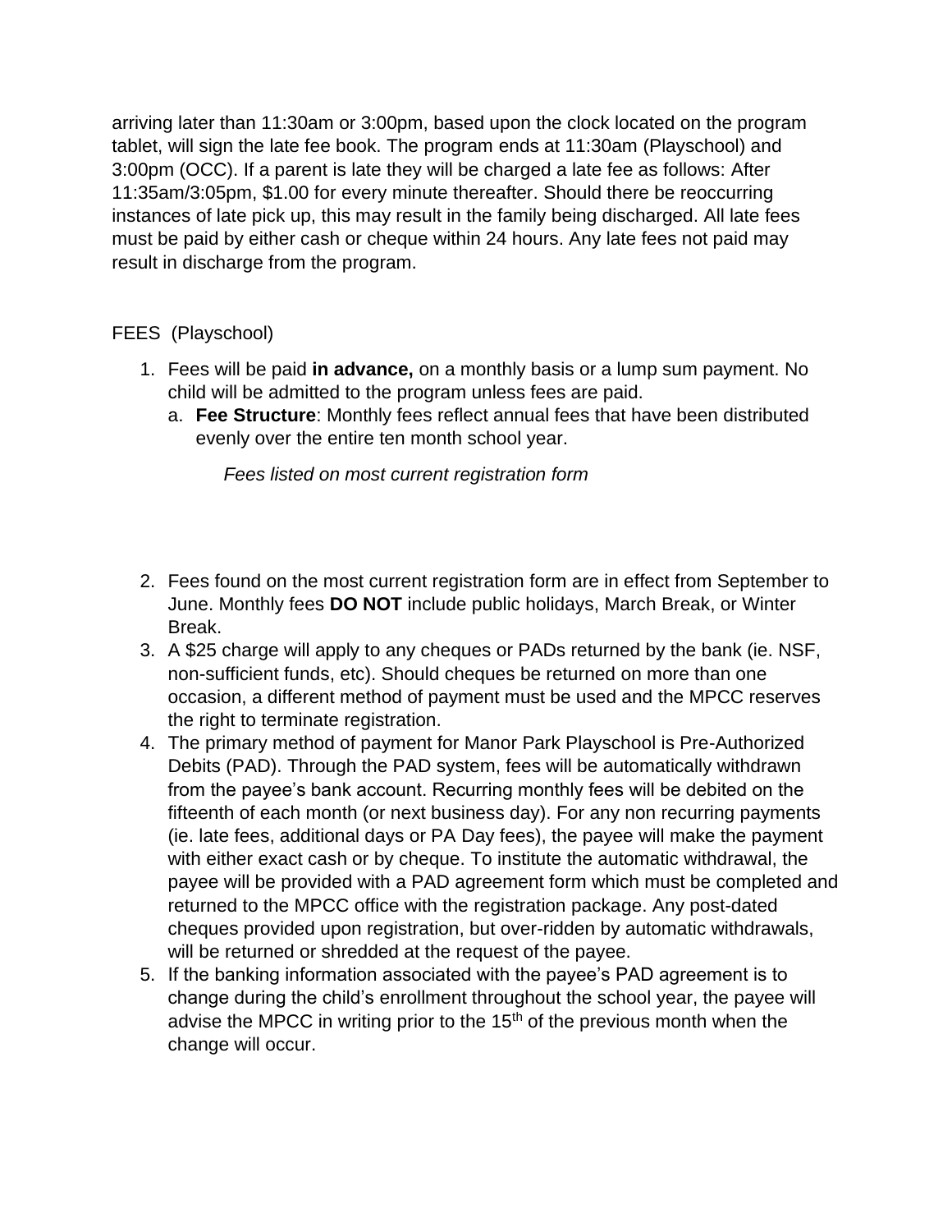arriving later than 11:30am or 3:00pm, based upon the clock located on the program tablet, will sign the late fee book. The program ends at 11:30am (Playschool) and 3:00pm (OCC). If a parent is late they will be charged a late fee as follows: After 11:35am/3:05pm, $1.00 for every minute thereafter. Should there be reoccurring instances of late pick up, this may result in the family being discharged. All late fees must be paid by either cash or cheque within 24 hours. Any late fees not paid may result in discharge from the program.

FEES (Playschool)

1. Fees will be paid **in advance,** on a monthly basis or a lump sum payment. No child will be admitted to the program unless fees are paid.
   a. **Fee Structure**: Monthly fees reflect annual fees that have been distributed evenly over the entire ten month school year.

      *Fees listed on most current registration form*

2. Fees found on the most current registration form are in effect from September to June. Monthly fees **DO NOT** include public holidays, March Break, or Winter Break.
3. A $25 charge will apply to any cheques or PADs returned by the bank (ie. NSF, non-sufficient funds, etc). Should cheques be returned on more than one occasion, a different method of payment must be used and the MPCC reserves the right to terminate registration.
4. The primary method of payment for Manor Park Playschool is Pre-Authorized Debits (PAD). Through the PAD system, fees will be automatically withdrawn from the payee's bank account. Recurring monthly fees will be debited on the fifteenth of each month (or next business day). For any non recurring payments (ie. late fees, additional days or PA Day fees), the payee will make the payment with either exact cash or by cheque. To institute the automatic withdrawal, the payee will be provided with a PAD agreement form which must be completed and returned to the MPCC office with the registration package. Any post-dated cheques provided upon registration, but over-ridden by automatic withdrawals, will be returned or shredded at the request of the payee.
5. If the banking information associated with the payee's PAD agreement is to change during the child's enrollment throughout the school year, the payee will advise the MPCC in writing prior to the 15th of the previous month when the change will occur.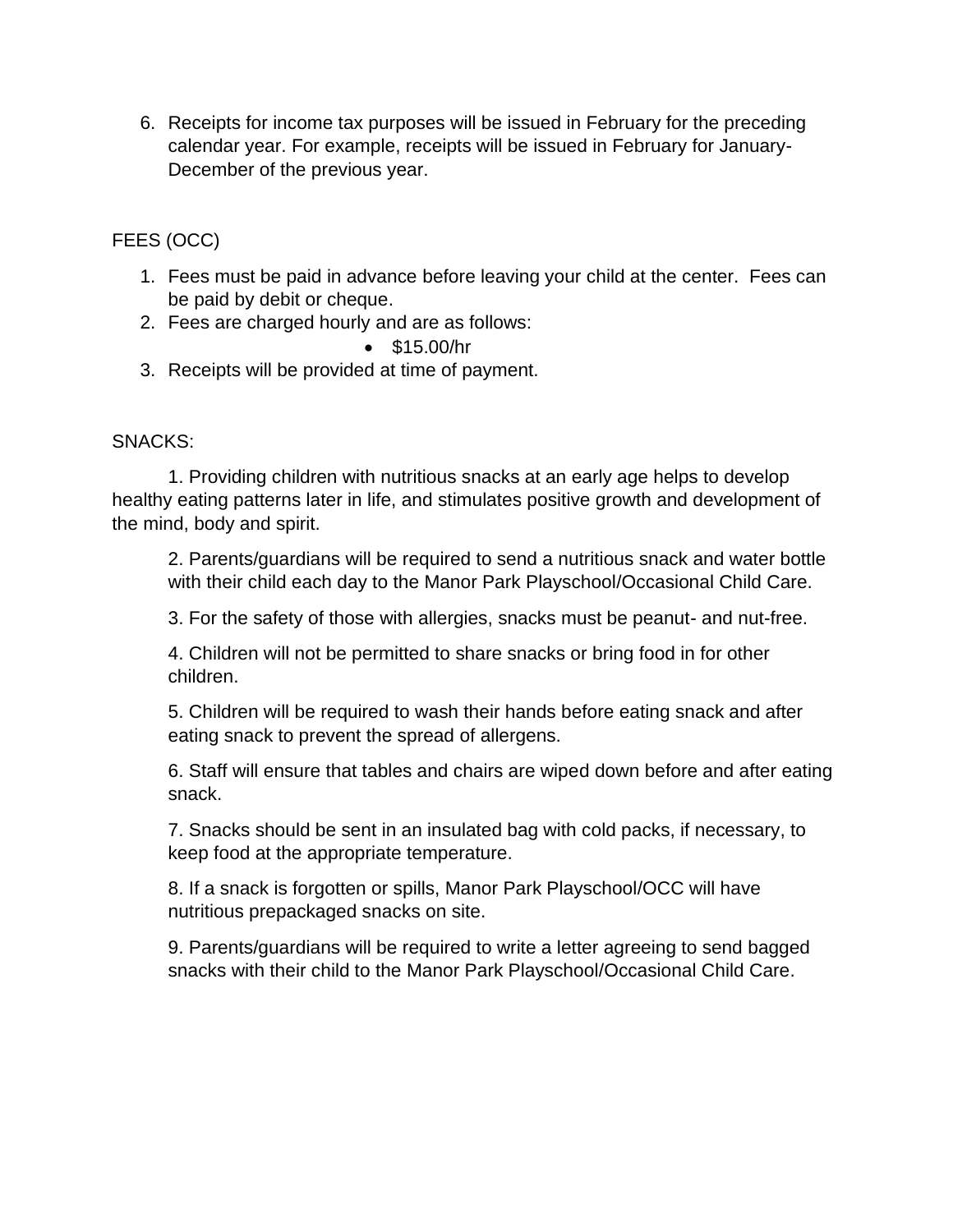6. Receipts for income tax purposes will be issued in February for the preceding calendar year. For example, receipts will be issued in February for January-December of the previous year.

FEES (OCC)

1. Fees must be paid in advance before leaving your child at the center. Fees can be paid by debit or cheque.
2. Fees are charged hourly and are as follows:
   - $15.00/hr
3. Receipts will be provided at time of payment.

SNACKS:

1. Providing children with nutritious snacks at an early age helps to develop healthy eating patterns later in life, and stimulates positive growth and development of the mind, body and spirit.

2. Parents/guardians will be required to send a nutritious snack and water bottle with their child each day to the Manor Park Playschool/Occasional Child Care.

3. For the safety of those with allergies, snacks must be peanut- and nut-free.

4. Children will not be permitted to share snacks or bring food in for other children.

5. Children will be required to wash their hands before eating snack and after eating snack to prevent the spread of allergens.

6. Staff will ensure that tables and chairs are wiped down before and after eating snack.

7. Snacks should be sent in an insulated bag with cold packs, if necessary, to keep food at the appropriate temperature.

8. If a snack is forgotten or spills, Manor Park Playschool/OCC will have nutritious prepackaged snacks on site.

9. Parents/guardians will be required to write a letter agreeing to send bagged snacks with their child to the Manor Park Playschool/Occasional Child Care.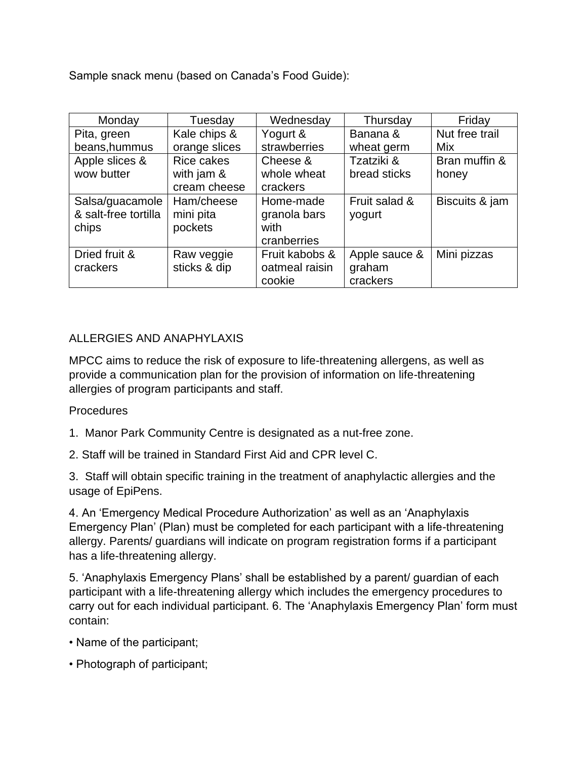Sample snack menu (based on Canada's Food Guide):

| Monday | Tuesday | Wednesday | Thursday | Friday |
|---|---|---|---|---|
| Pita, green beans,hummus | Kale chips & orange slices | Yogurt & strawberries | Banana & wheat germ | Nut free trail Mix |
| Apple slices & wow butter | Rice cakes with jam & cream cheese | Cheese & whole wheat crackers | Tzatziki & bread sticks | Bran muffin & honey |
| Salsa/guacamole & salt-free tortilla chips | Ham/cheese mini pita pockets | Home-made granola bars with cranberries | Fruit salad & yogurt | Biscuits & jam |
| Dried fruit & crackers | Raw veggie sticks & dip | Fruit kabobs & oatmeal raisin cookie | Apple sauce & graham crackers | Mini pizzas |

## ALLERGIES AND ANAPHYLAXIS

MPCC aims to reduce the risk of exposure to life-threatening allergens, as well as provide a communication plan for the provision of information on life-threatening allergies of program participants and staff.

Procedures

1. Manor Park Community Centre is designated as a nut-free zone.

2. Staff will be trained in Standard First Aid and CPR level C.

3. Staff will obtain specific training in the treatment of anaphylactic allergies and the usage of EpiPens.

4. An 'Emergency Medical Procedure Authorization' as well as an 'Anaphylaxis Emergency Plan' (Plan) must be completed for each participant with a life-threatening allergy. Parents/ guardians will indicate on program registration forms if a participant has a life-threatening allergy.

5. 'Anaphylaxis Emergency Plans' shall be established by a parent/ guardian of each participant with a life-threatening allergy which includes the emergency procedures to carry out for each individual participant. 6. The 'Anaphylaxis Emergency Plan' form must contain:

- Name of the participant;
- Photograph of participant;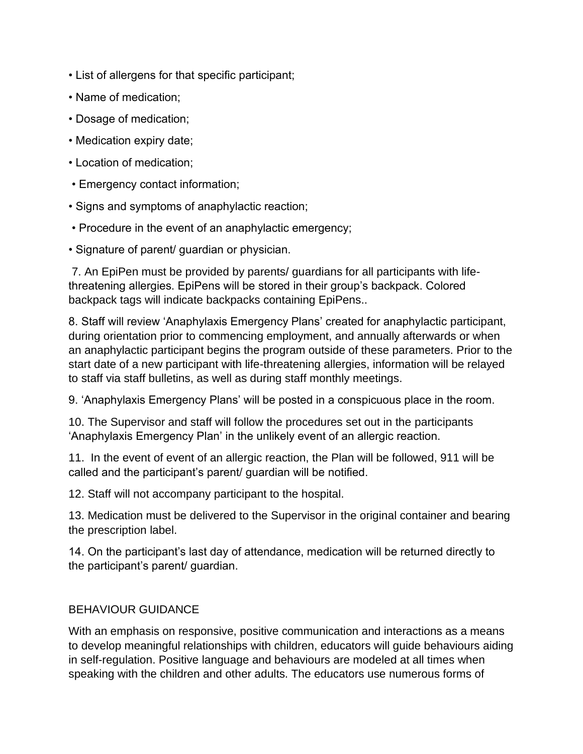- List of allergens for that specific participant;
- Name of medication;
- Dosage of medication;
- Medication expiry date;
- Location of medication;
- Emergency contact information;
- Signs and symptoms of anaphylactic reaction;
- Procedure in the event of an anaphylactic emergency;
- Signature of parent/ guardian or physician.

7. An EpiPen must be provided by parents/ guardians for all participants with life-threatening allergies. EpiPens will be stored in their group's backpack. Colored backpack tags will indicate backpacks containing EpiPens..

8. Staff will review 'Anaphylaxis Emergency Plans' created for anaphylactic participant, during orientation prior to commencing employment, and annually afterwards or when an anaphylactic participant begins the program outside of these parameters. Prior to the start date of a new participant with life-threatening allergies, information will be relayed to staff via staff bulletins, as well as during staff monthly meetings.

9. 'Anaphylaxis Emergency Plans' will be posted in a conspicuous place in the room.

10. The Supervisor and staff will follow the procedures set out in the participants 'Anaphylaxis Emergency Plan' in the unlikely event of an allergic reaction.

11. In the event of event of an allergic reaction, the Plan will be followed, 911 will be called and the participant's parent/ guardian will be notified.

12. Staff will not accompany participant to the hospital.

13. Medication must be delivered to the Supervisor in the original container and bearing the prescription label.

14. On the participant's last day of attendance, medication will be returned directly to the participant's parent/ guardian.

## BEHAVIOUR GUIDANCE

With an emphasis on responsive, positive communication and interactions as a means to develop meaningful relationships with children, educators will guide behaviours aiding in self-regulation. Positive language and behaviours are modeled at all times when speaking with the children and other adults. The educators use numerous forms of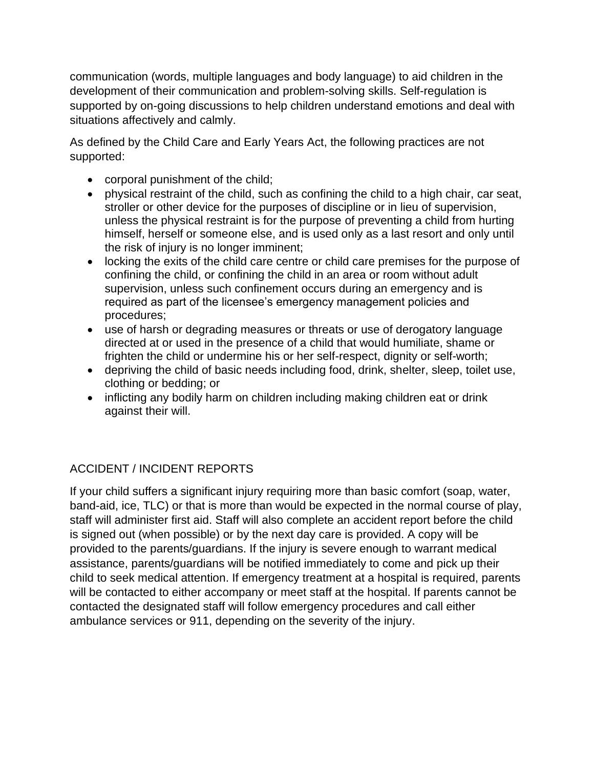communication (words, multiple languages and body language) to aid children in the development of their communication and problem-solving skills. Self-regulation is supported by on-going discussions to help children understand emotions and deal with situations affectively and calmly.

As defined by the Child Care and Early Years Act, the following practices are not supported:

- corporal punishment of the child;
- physical restraint of the child, such as confining the child to a high chair, car seat, stroller or other device for the purposes of discipline or in lieu of supervision, unless the physical restraint is for the purpose of preventing a child from hurting himself, herself or someone else, and is used only as a last resort and only until the risk of injury is no longer imminent;
- locking the exits of the child care centre or child care premises for the purpose of confining the child, or confining the child in an area or room without adult supervision, unless such confinement occurs during an emergency and is required as part of the licensee's emergency management policies and procedures;
- use of harsh or degrading measures or threats or use of derogatory language directed at or used in the presence of a child that would humiliate, shame or frighten the child or undermine his or her self-respect, dignity or self-worth;
- depriving the child of basic needs including food, drink, shelter, sleep, toilet use, clothing or bedding; or
- inflicting any bodily harm on children including making children eat or drink against their will.

## ACCIDENT / INCIDENT REPORTS

If your child suffers a significant injury requiring more than basic comfort (soap, water, band-aid, ice, TLC) or that is more than would be expected in the normal course of play, staff will administer first aid. Staff will also complete an accident report before the child is signed out (when possible) or by the next day care is provided. A copy will be provided to the parents/guardians. If the injury is severe enough to warrant medical assistance, parents/guardians will be notified immediately to come and pick up their child to seek medical attention. If emergency treatment at a hospital is required, parents will be contacted to either accompany or meet staff at the hospital. If parents cannot be contacted the designated staff will follow emergency procedures and call either ambulance services or 911, depending on the severity of the injury.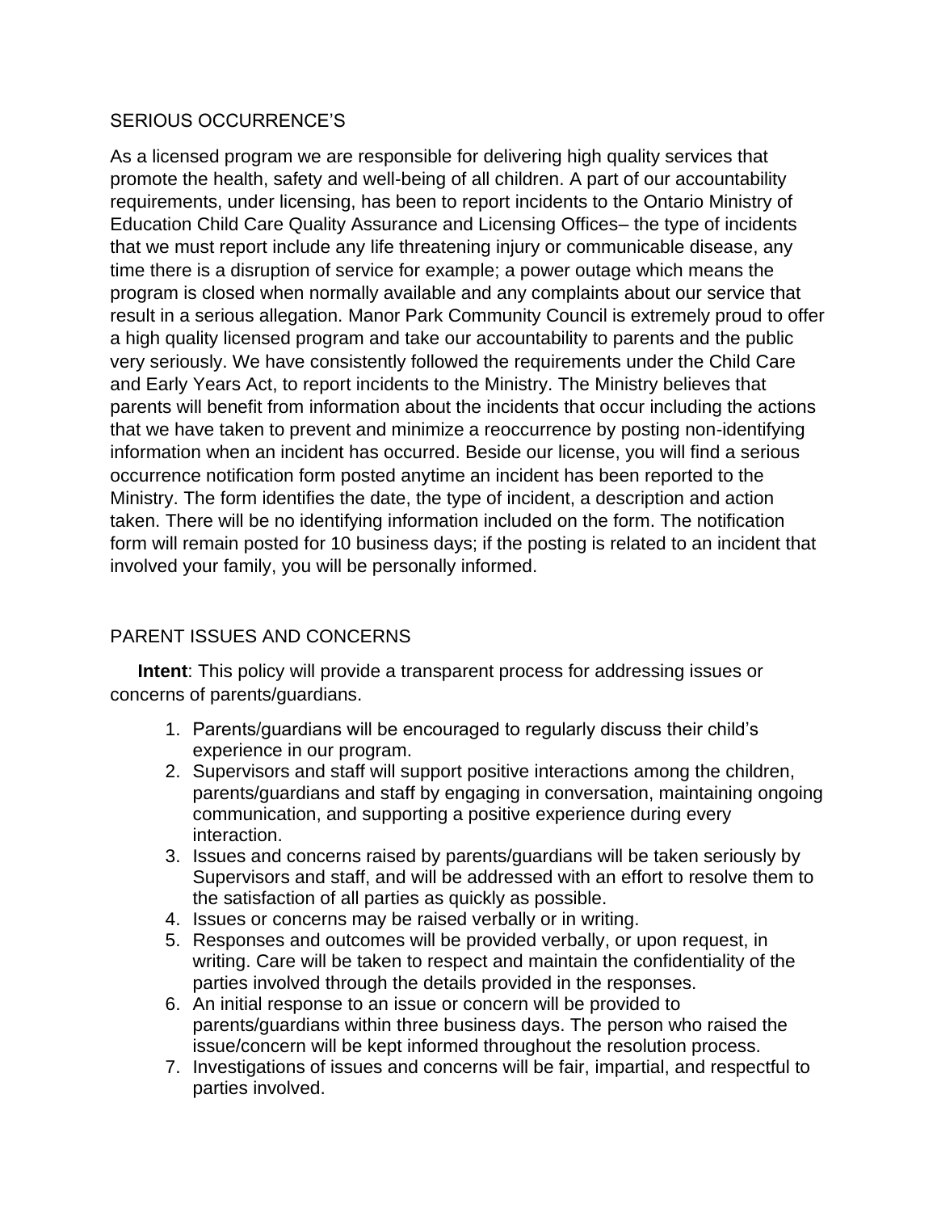## SERIOUS OCCURRENCE'S

As a licensed program we are responsible for delivering high quality services that promote the health, safety and well-being of all children. A part of our accountability requirements, under licensing, has been to report incidents to the Ontario Ministry of Education Child Care Quality Assurance and Licensing Offices– the type of incidents that we must report include any life threatening injury or communicable disease, any time there is a disruption of service for example; a power outage which means the program is closed when normally available and any complaints about our service that result in a serious allegation. Manor Park Community Council is extremely proud to offer a high quality licensed program and take our accountability to parents and the public very seriously. We have consistently followed the requirements under the Child Care and Early Years Act, to report incidents to the Ministry. The Ministry believes that parents will benefit from information about the incidents that occur including the actions that we have taken to prevent and minimize a reoccurrence by posting non-identifying information when an incident has occurred. Beside our license, you will find a serious occurrence notification form posted anytime an incident has been reported to the Ministry. The form identifies the date, the type of incident, a description and action taken. There will be no identifying information included on the form. The notification form will remain posted for 10 business days; if the posting is related to an incident that involved your family, you will be personally informed.

## PARENT ISSUES AND CONCERNS

**Intent**: This policy will provide a transparent process for addressing issues or concerns of parents/guardians.

1. Parents/guardians will be encouraged to regularly discuss their child's experience in our program.
2. Supervisors and staff will support positive interactions among the children, parents/guardians and staff by engaging in conversation, maintaining ongoing communication, and supporting a positive experience during every interaction.
3. Issues and concerns raised by parents/guardians will be taken seriously by Supervisors and staff, and will be addressed with an effort to resolve them to the satisfaction of all parties as quickly as possible.
4. Issues or concerns may be raised verbally or in writing.
5. Responses and outcomes will be provided verbally, or upon request, in writing. Care will be taken to respect and maintain the confidentiality of the parties involved through the details provided in the responses.
6. An initial response to an issue or concern will be provided to parents/guardians within three business days. The person who raised the issue/concern will be kept informed throughout the resolution process.
7. Investigations of issues and concerns will be fair, impartial, and respectful to parties involved.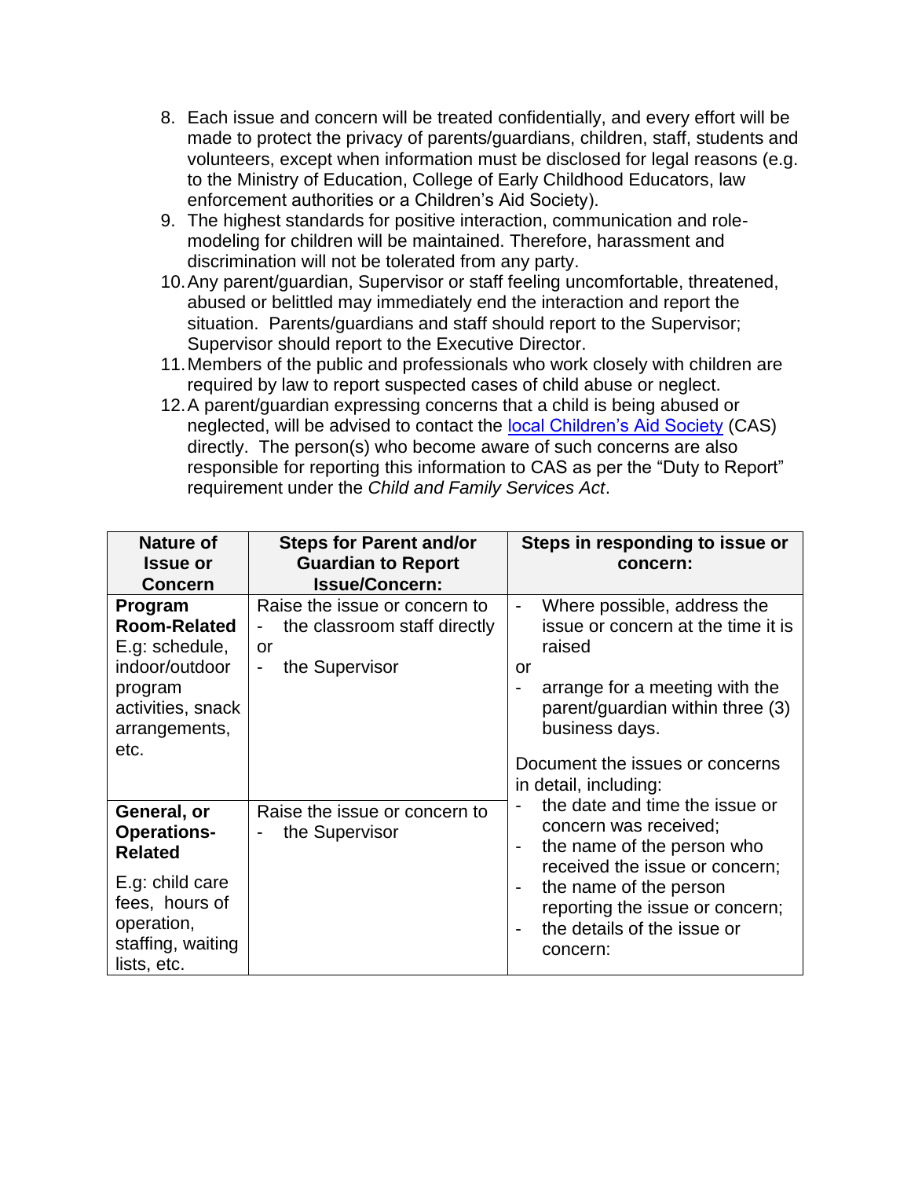8. Each issue and concern will be treated confidentially, and every effort will be made to protect the privacy of parents/guardians, children, staff, students and volunteers, except when information must be disclosed for legal reasons (e.g. to the Ministry of Education, College of Early Childhood Educators, law enforcement authorities or a Children's Aid Society).
9. The highest standards for positive interaction, communication and role-modeling for children will be maintained. Therefore, harassment and discrimination will not be tolerated from any party.
10. Any parent/guardian, Supervisor or staff feeling uncomfortable, threatened, abused or belittled may immediately end the interaction and report the situation. Parents/guardians and staff should report to the Supervisor; Supervisor should report to the Executive Director.
11. Members of the public and professionals who work closely with children are required by law to report suspected cases of child abuse or neglect.
12. A parent/guardian expressing concerns that a child is being abused or neglected, will be advised to contact the local Children's Aid Society (CAS) directly. The person(s) who become aware of such concerns are also responsible for reporting this information to CAS as per the "Duty to Report" requirement under the *Child and Family Services Act*.

| Nature of Issue or Concern | Steps for Parent and/or Guardian to Report Issue/Concern: | Steps in responding to issue or concern: |
|---|---|---|
| **Program Room-Related** E.g: schedule, indoor/outdoor program activities, snack arrangements, etc. | Raise the issue or concern to<br>- the classroom staff directly<br>or<br>- the Supervisor | - Where possible, address the issue or concern at the time it is raised<br>or<br>- arrange for a meeting with the parent/guardian within three (3) business days.<br><br>Document the issues or concerns in detail, including:<br>- the date and time the issue or concern was received;<br>- the name of the person who received the issue or concern;<br>- the name of the person reporting the issue or concern;<br>- the details of the issue or concern: |
| **General, or Operations-Related**<br><br>E.g: child care fees, hours of operation, staffing, waiting lists, etc. | Raise the issue or concern to<br>- the Supervisor | |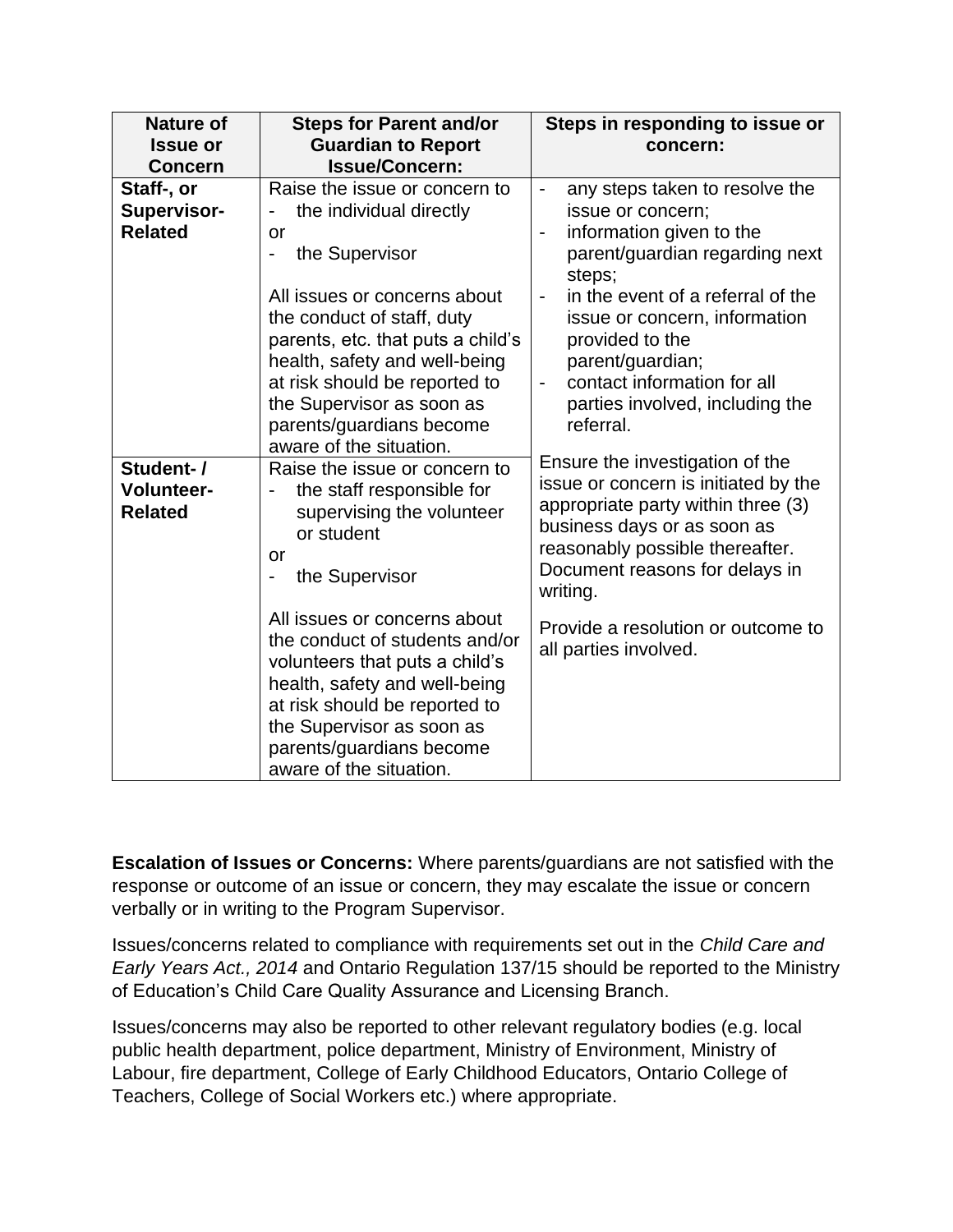| Nature of Issue or Concern | Steps for Parent and/or Guardian to Report Issue/Concern: | Steps in responding to issue or concern: |
|---|---|---|
| **Staff-, or Supervisor-Related** | Raise the issue or concern to<br>- the individual directly<br>or<br>- the Supervisor<br><br>All issues or concerns about the conduct of staff, duty parents, etc. that puts a child's health, safety and well-being at risk should be reported to the Supervisor as soon as parents/guardians become aware of the situation. | - any steps taken to resolve the issue or concern;<br>- information given to the parent/guardian regarding next steps;<br>- in the event of a referral of the issue or concern, information provided to the parent/guardian;<br>- contact information for all parties involved, including the referral.<br><br>Ensure the investigation of the issue or concern is initiated by the appropriate party within three (3) business days or as soon as reasonably possible thereafter. Document reasons for delays in writing.<br><br>Provide a resolution or outcome to all parties involved. |
| **Student- / Volunteer-Related** | Raise the issue or concern to<br>- the staff responsible for supervising the volunteer or student<br>or<br>- the Supervisor<br><br>All issues or concerns about the conduct of students and/or volunteers that puts a child's health, safety and well-being at risk should be reported to the Supervisor as soon as parents/guardians become aware of the situation. | |

**Escalation of Issues or Concerns:** Where parents/guardians are not satisfied with the response or outcome of an issue or concern, they may escalate the issue or concern verbally or in writing to the Program Supervisor.

Issues/concerns related to compliance with requirements set out in the *Child Care and Early Years Act., 2014* and Ontario Regulation 137/15 should be reported to the Ministry of Education's Child Care Quality Assurance and Licensing Branch.

Issues/concerns may also be reported to other relevant regulatory bodies (e.g. local public health department, police department, Ministry of Environment, Ministry of Labour, fire department, College of Early Childhood Educators, Ontario College of Teachers, College of Social Workers etc.) where appropriate.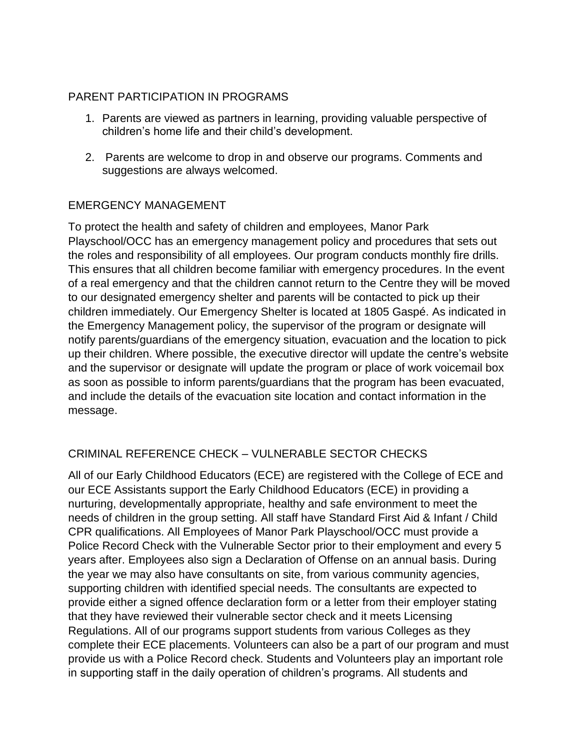## PARENT PARTICIPATION IN PROGRAMS

1. Parents are viewed as partners in learning, providing valuable perspective of children's home life and their child's development.

2. Parents are welcome to drop in and observe our programs. Comments and suggestions are always welcomed.

## EMERGENCY MANAGEMENT

To protect the health and safety of children and employees, Manor Park Playschool/OCC has an emergency management policy and procedures that sets out the roles and responsibility of all employees. Our program conducts monthly fire drills. This ensures that all children become familiar with emergency procedures. In the event of a real emergency and that the children cannot return to the Centre they will be moved to our designated emergency shelter and parents will be contacted to pick up their children immediately. Our Emergency Shelter is located at 1805 Gaspé. As indicated in the Emergency Management policy, the supervisor of the program or designate will notify parents/guardians of the emergency situation, evacuation and the location to pick up their children. Where possible, the executive director will update the centre's website and the supervisor or designate will update the program or place of work voicemail box as soon as possible to inform parents/guardians that the program has been evacuated, and include the details of the evacuation site location and contact information in the message.

## CRIMINAL REFERENCE CHECK – VULNERABLE SECTOR CHECKS

All of our Early Childhood Educators (ECE) are registered with the College of ECE and our ECE Assistants support the Early Childhood Educators (ECE) in providing a nurturing, developmentally appropriate, healthy and safe environment to meet the needs of children in the group setting. All staff have Standard First Aid & Infant / Child CPR qualifications. All Employees of Manor Park Playschool/OCC must provide a Police Record Check with the Vulnerable Sector prior to their employment and every 5 years after. Employees also sign a Declaration of Offense on an annual basis. During the year we may also have consultants on site, from various community agencies, supporting children with identified special needs. The consultants are expected to provide either a signed offence declaration form or a letter from their employer stating that they have reviewed their vulnerable sector check and it meets Licensing Regulations. All of our programs support students from various Colleges as they complete their ECE placements. Volunteers can also be a part of our program and must provide us with a Police Record check. Students and Volunteers play an important role in supporting staff in the daily operation of children's programs. All students and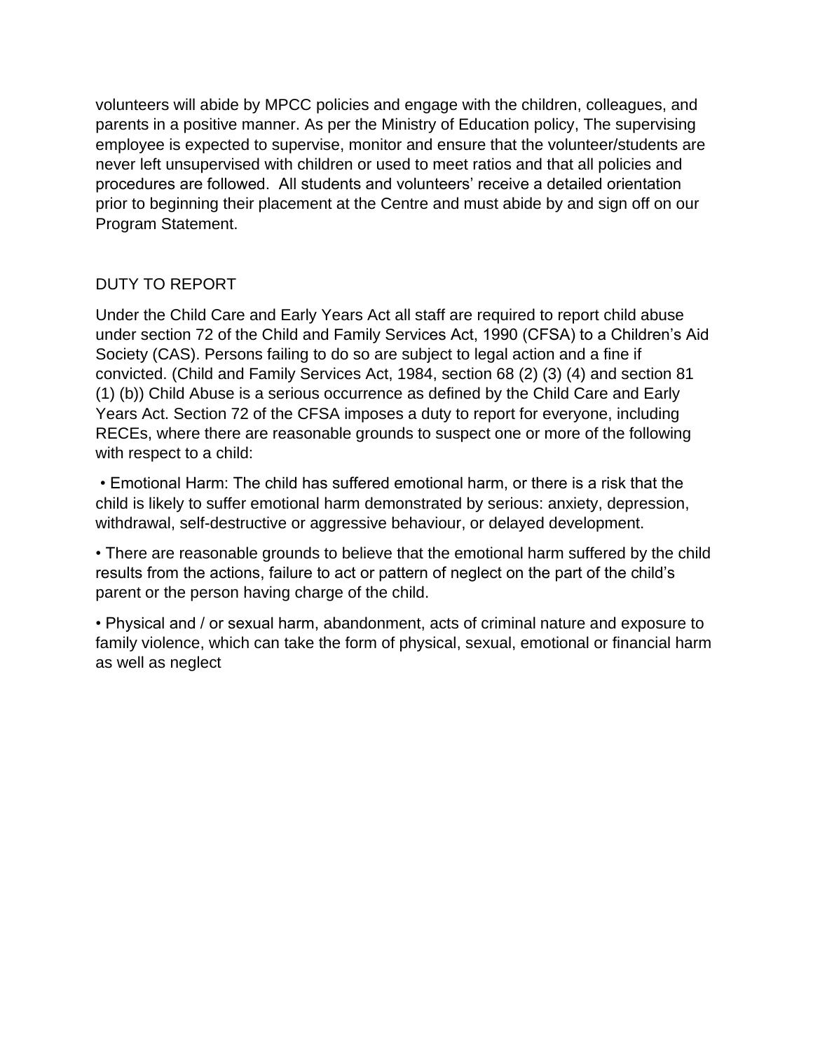volunteers will abide by MPCC policies and engage with the children, colleagues, and parents in a positive manner. As per the Ministry of Education policy, The supervising employee is expected to supervise, monitor and ensure that the volunteer/students are never left unsupervised with children or used to meet ratios and that all policies and procedures are followed. All students and volunteers' receive a detailed orientation prior to beginning their placement at the Centre and must abide by and sign off on our Program Statement.

## DUTY TO REPORT

Under the Child Care and Early Years Act all staff are required to report child abuse under section 72 of the Child and Family Services Act, 1990 (CFSA) to a Children's Aid Society (CAS). Persons failing to do so are subject to legal action and a fine if convicted. (Child and Family Services Act, 1984, section 68 (2) (3) (4) and section 81 (1) (b)) Child Abuse is a serious occurrence as defined by the Child Care and Early Years Act. Section 72 of the CFSA imposes a duty to report for everyone, including RECEs, where there are reasonable grounds to suspect one or more of the following with respect to a child:

- Emotional Harm: The child has suffered emotional harm, or there is a risk that the child is likely to suffer emotional harm demonstrated by serious: anxiety, depression, withdrawal, self-destructive or aggressive behaviour, or delayed development.
- There are reasonable grounds to believe that the emotional harm suffered by the child results from the actions, failure to act or pattern of neglect on the part of the child's parent or the person having charge of the child.
- Physical and / or sexual harm, abandonment, acts of criminal nature and exposure to family violence, which can take the form of physical, sexual, emotional or financial harm as well as neglect